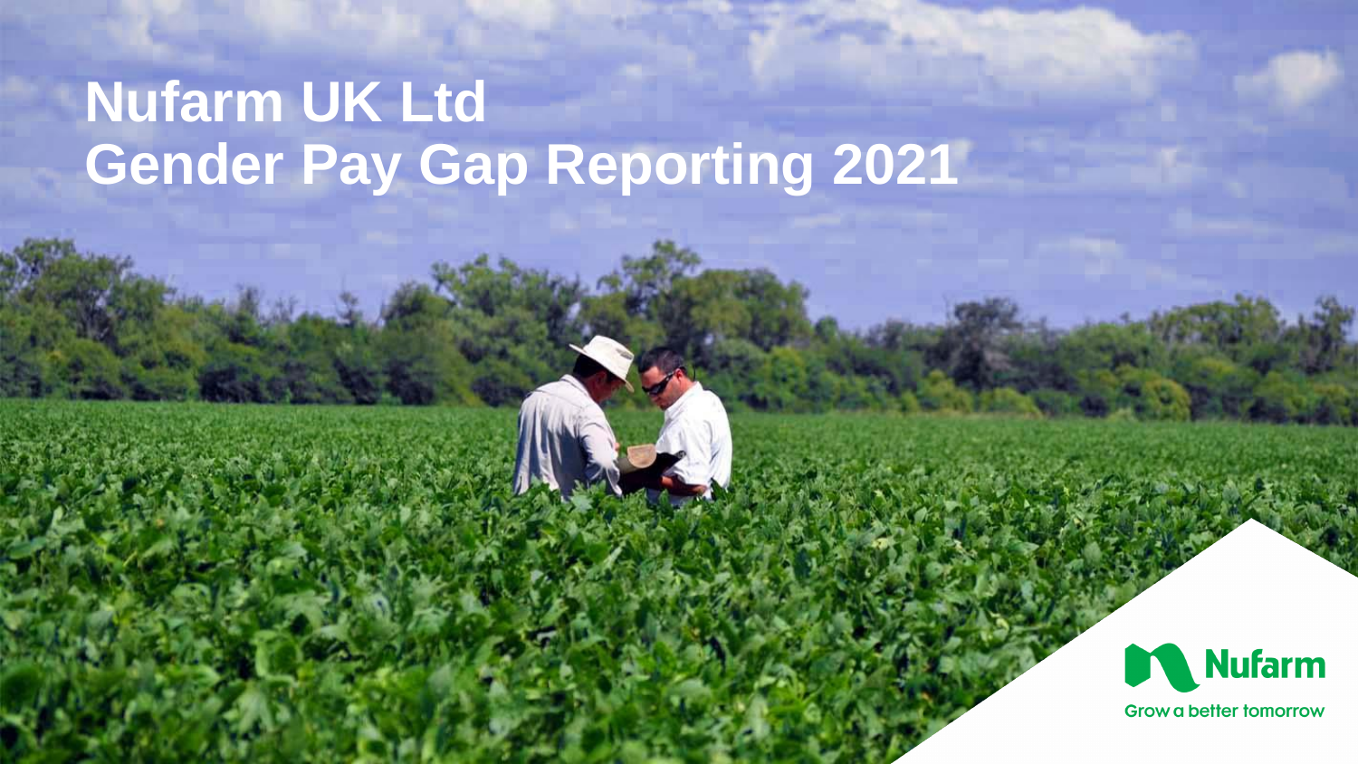# Nufarm UK Ltd
# Gender Pay Gap Reporting 2021

Nufarm

Grow a better tomorrow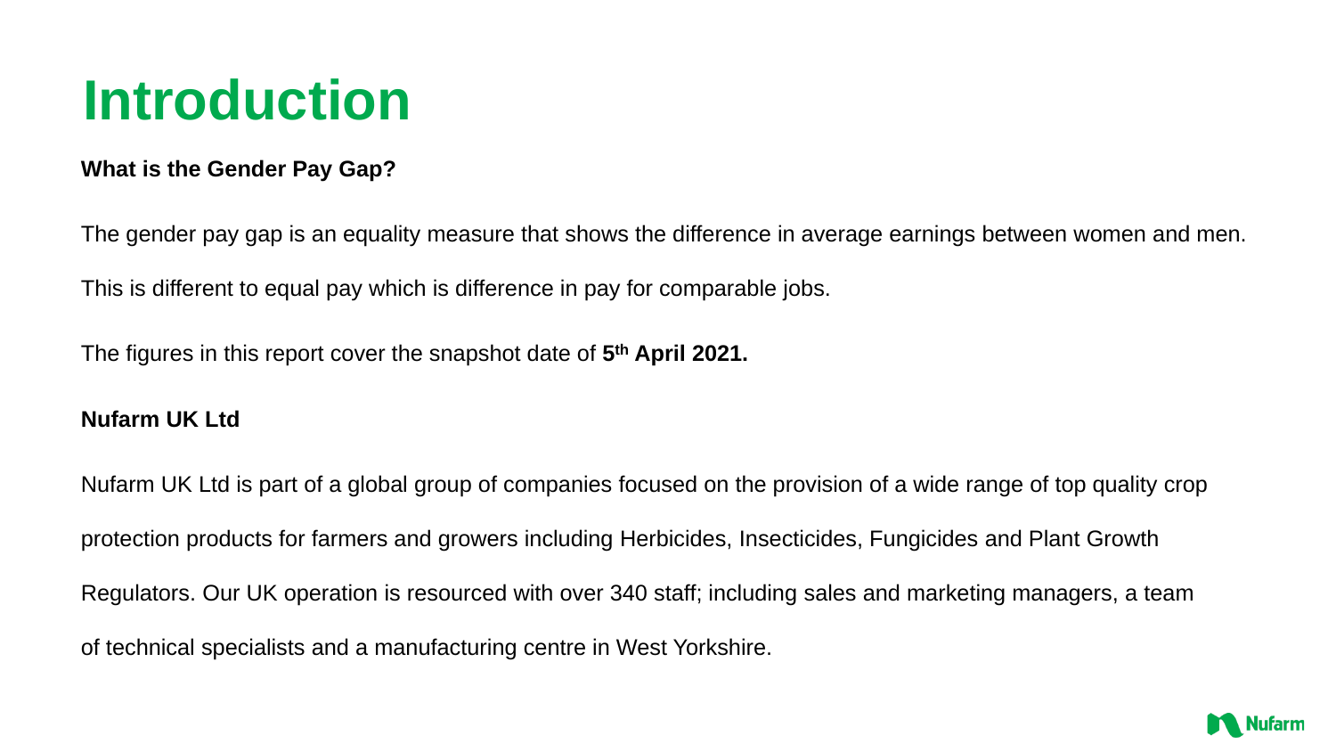# Introduction

**What is the Gender Pay Gap?**

The gender pay gap is an equality measure that shows the difference in average earnings between women and men.

This is different to equal pay which is difference in pay for comparable jobs.

The figures in this report cover the snapshot date of **5th April 2021.**

**Nufarm UK Ltd**

Nufarm UK Ltd is part of a global group of companies focused on the provision of a wide range of top quality crop protection products for farmers and growers including Herbicides, Insecticides, Fungicides and Plant Growth Regulators. Our UK operation is resourced with over 340 staff; including sales and marketing managers, a team of technical specialists and a manufacturing centre in West Yorkshire.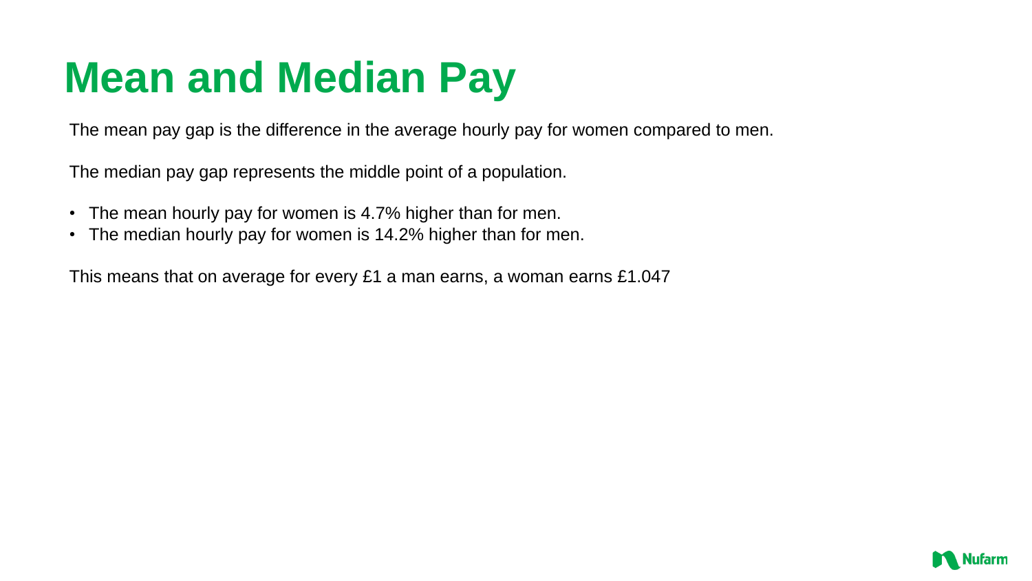# Mean and Median Pay

The mean pay gap is the difference in the average hourly pay for women compared to men.

The median pay gap represents the middle point of a population.

- The mean hourly pay for women is 4.7% higher than for men.
- The median hourly pay for women is 14.2% higher than for men.

This means that on average for every £1 a man earns, a woman earns £1.047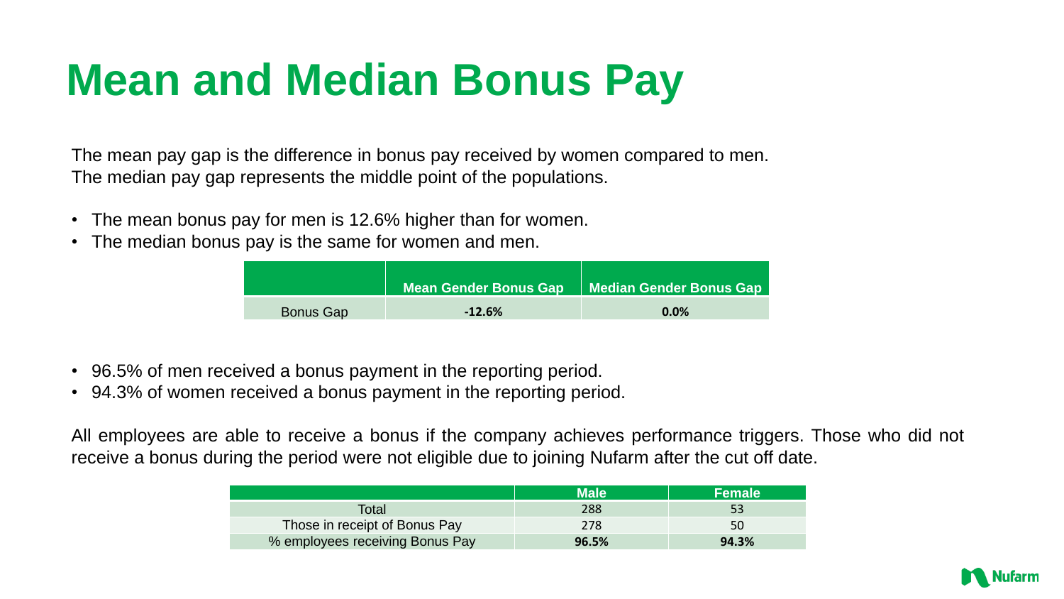# Mean and Median Bonus Pay

The mean pay gap is the difference in bonus pay received by women compared to men.
The median pay gap represents the middle point of the populations.

- The mean bonus pay for men is 12.6% higher than for women.
- The median bonus pay is the same for women and men.

| | Mean Gender Bonus Gap | Median Gender Bonus Gap |
|---|---|---|
| Bonus Gap | **-12.6%** | **0.0%** |

- 96.5% of men received a bonus payment in the reporting period.
- 94.3% of women received a bonus payment in the reporting period.

All employees are able to receive a bonus if the company achieves performance triggers. Those who did not receive a bonus during the period were not eligible due to joining Nufarm after the cut off date.

| | Male | Female |
|---|---|---|
| Total | 288 | 53 |
| Those in receipt of Bonus Pay | 278 | 50 |
| % employees receiving Bonus Pay | **96.5%** | **94.3%** |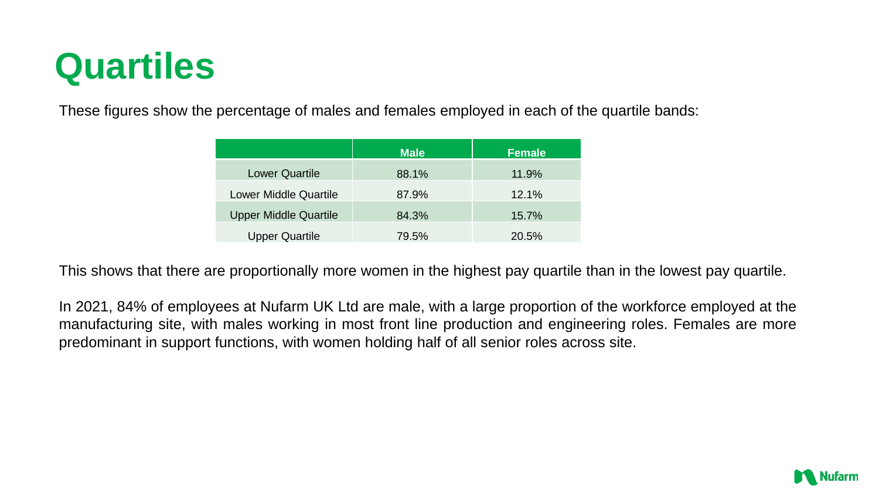# Quartiles

These figures show the percentage of males and females employed in each of the quartile bands:

| | Male | Female |
|---|---|---|
| Lower Quartile | 88.1% | 11.9% |
| Lower Middle Quartile | 87.9% | 12.1% |
| Upper Middle Quartile | 84.3% | 15.7% |
| Upper Quartile | 79.5% | 20.5% |

This shows that there are proportionally more women in the highest pay quartile than in the lowest pay quartile.

In 2021, 84% of employees at Nufarm UK Ltd are male, with a large proportion of the workforce employed at the manufacturing site, with males working in most front line production and engineering roles. Females are more predominant in support functions, with women holding half of all senior roles across site.